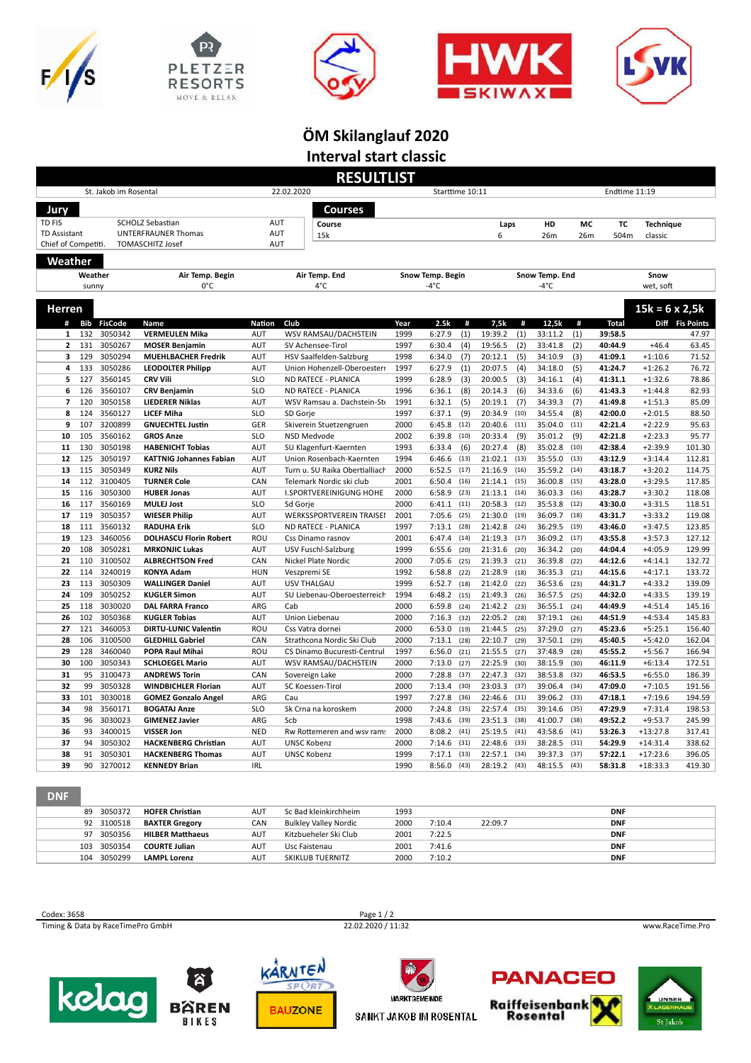# ÖM Skilanglauf 2020

## Interval start classic

## RESULTLIST

| St. Jakob im Rosental | 22.02.2020 | Starttime 10:11 | Endtime 11:19 |
|---|---|---|---|

### Jury

| | | |
|---|---|---|
| TD FIS | SCHOLZ Sebastian | AUT |
| TD Assistant | UNTERFRAUNER Thomas | AUT |
| Chief of Competiti. | TOMASCHITZ Josef | AUT |

### Courses

| Course | Laps | HD | MC | TC | Technique |
|---|---|---|---|---|---|
| 15k | 6 | 26m | 26m | 504m | classic |

### Weather

| Weather | Air Temp. Begin | Air Temp. End | Snow Temp. Begin | Snow Temp. End | Snow |
|---|---|---|---|---|---|
| sunny | 0°C | 4°C | -4°C | -4°C | wet, soft |

### Herren — 15k = 6 x 2,5k

| # | Bib | FisCode | Name | Nation | Club | Year | 2.5k | # | 7,5k | # | 12,5k | # | Total | Diff | Fis Points |
|---|---|---|---|---|---|---|---|---|---|---|---|---|---|---|---|
| 1 | 132 | 3050342 | **VERMEULEN Mika** | AUT | WSV RAMSAU/DACHSTEIN | 1999 | 6:27.9 | (1) | 19:39.2 | (1) | 33:11.2 | (1) | **39:58.5** | | 47.97 |
| 2 | 131 | 3050267 | **MOSER Benjamin** | AUT | SV Achensee-Tirol | 1997 | 6:30.4 | (4) | 19:56.5 | (2) | 33:41.8 | (2) | **40:44.9** | +46.4 | 63.45 |
| 3 | 129 | 3050294 | **MUEHLBACHER Fredrik** | AUT | HSV Saalfelden-Salzburg | 1998 | 6:34.0 | (7) | 20:12.1 | (5) | 34:10.9 | (3) | **41:09.1** | +1:10.6 | 71.52 |
| 4 | 133 | 3050286 | **LEODOLTER Philipp** | AUT | Union Hohenzell-Oberoesterr | 1997 | 6:27.9 | (1) | 20:07.5 | (4) | 34:18.0 | (5) | **41:24.7** | +1:26.2 | 76.72 |
| 5 | 127 | 3560145 | **CRV Vili** | SLO | ND RATECE - PLANICA | 1999 | 6:28.9 | (3) | 20:00.5 | (3) | 34:16.1 | (4) | **41:31.1** | +1:32.6 | 78.86 |
| 6 | 126 | 3560107 | **CRV Benjamin** | SLO | ND RATECE - PLANICA | 1996 | 6:36.1 | (8) | 20:14.3 | (6) | 34:33.6 | (6) | **41:43.3** | +1:44.8 | 82.93 |
| 7 | 120 | 3050158 | **LIEDERER Niklas** | AUT | WSV Ramsau a. Dachstein-Ste | 1991 | 6:32.1 | (5) | 20:19.1 | (7) | 34:39.3 | (7) | **41:49.8** | +1:51.3 | 85.09 |
| 8 | 124 | 3560127 | **LICEF Miha** | SLO | SD Gorje | 1997 | 6:37.1 | (9) | 20:34.9 | (10) | 34:55.4 | (8) | **42:00.0** | +2:01.5 | 88.50 |
| 9 | 107 | 3200899 | **GNUECHTEL Justin** | GER | Skiverein Stuetzengruen | 2000 | 6:45.8 | (12) | 20:40.6 | (11) | 35:04.0 | (11) | **42:21.4** | +2:22.9 | 95.63 |
| 10 | 105 | 3560162 | **GROS Anze** | SLO | NSD Medvode | 2002 | 6:39.8 | (10) | 20:33.4 | (9) | 35:01.2 | (9) | **42:21.8** | +2:23.3 | 95.77 |
| 11 | 130 | 3050198 | **HABENICHT Tobias** | AUT | SU Klagenfurt-Kaernten | 1993 | 6:33.4 | (6) | 20:27.4 | (8) | 35:02.8 | (10) | **42:38.4** | +2:39.9 | 101.30 |
| 12 | 125 | 3050197 | **KATTNIG Johannes Fabian** | AUT | Union Rosenbach-Kaernten | 1994 | 6:46.6 | (13) | 21:02.1 | (13) | 35:55.0 | (13) | **43:12.9** | +3:14.4 | 112.81 |
| 13 | 115 | 3050349 | **KURZ Nils** | AUT | Turn u. SU Raika Obertilliach | 2000 | 6:52.5 | (17) | 21:16.9 | (16) | 35:59.2 | (14) | **43:18.7** | +3:20.2 | 114.75 |
| 14 | 112 | 3100405 | **TURNER Cole** | CAN | Telemark Nordic ski club | 2001 | 6:50.4 | (16) | 21:14.1 | (15) | 36:00.8 | (15) | **43:28.0** | +3:29.5 | 117.85 |
| 15 | 116 | 3050300 | **HUBER Jonas** | AUT | I.SPORTVEREINIGUNG HOHE | 2000 | 6:58.9 | (23) | 21:13.1 | (14) | 36:03.3 | (16) | **43:28.7** | +3:30.2 | 118.08 |
| 16 | 117 | 3560169 | **MULEJ Jost** | SLO | Sd Gorje | 2000 | 6:41.1 | (11) | 20:58.3 | (12) | 35:53.8 | (12) | **43:30.0** | +3:31.5 | 118.51 |
| 17 | 119 | 3050357 | **WIESER Philip** | AUT | WERKSSPORTVEREIN TRAISEI | 2001 | 7:05.6 | (25) | 21:30.0 | (19) | 36:09.7 | (18) | **43:31.7** | +3:33.2 | 119.08 |
| 18 | 111 | 3560132 | **RADUHA Erik** | SLO | ND RATECE - PLANICA | 1997 | 7:13.1 | (28) | 21:42.8 | (24) | 36:29.5 | (19) | **43:46.0** | +3:47.5 | 123.85 |
| 19 | 123 | 3460056 | **DOLHASCU Florin Robert** | ROU | Css Dinamo rasnov | 2001 | 6:47.4 | (14) | 21:19.3 | (17) | 36:09.2 | (17) | **43:55.8** | +3:57.3 | 127.12 |
| 20 | 108 | 3050281 | **MRKONJIC Lukas** | AUT | USV Fuschl-Salzburg | 1999 | 6:55.6 | (20) | 21:31.6 | (20) | 36:34.2 | (20) | **44:04.4** | +4:05.9 | 129.99 |
| 21 | 110 | 3100502 | **ALBRECHTSON Fred** | CAN | Nickel Plate Nordic | 2000 | 7:05.6 | (25) | 21:39.3 | (21) | 36:39.8 | (22) | **44:12.6** | +4:14.1 | 132.72 |
| 22 | 114 | 3240019 | **KONYA Adam** | HUN | Veszpremi SE | 1992 | 6:58.8 | (22) | 21:28.9 | (18) | 36:35.3 | (21) | **44:15.6** | +4:17.1 | 133.72 |
| 23 | 113 | 3050309 | **WALLINGER Daniel** | AUT | USV THALGAU | 1999 | 6:52.7 | (18) | 21:42.0 | (22) | 36:53.6 | (23) | **44:31.7** | +4:33.2 | 139.09 |
| 24 | 109 | 3050252 | **KUGLER Simon** | AUT | SU Liebenau-Oberoesterreich | 1994 | 6:48.2 | (15) | 21:49.3 | (26) | 36:57.5 | (25) | **44:32.0** | +4:33.5 | 139.19 |
| 25 | 118 | 3030020 | **DAL FARRA Franco** | ARG | Cab | 2000 | 6:59.8 | (24) | 21:42.2 | (23) | 36:55.1 | (24) | **44:49.9** | +4:51.4 | 145.16 |
| 26 | 102 | 3050368 | **KUGLER Tobias** | AUT | Union Liebenau | 2000 | 7:16.3 | (32) | 22:05.2 | (28) | 37:19.1 | (26) | **44:51.9** | +4:53.4 | 145.83 |
| 27 | 121 | 3460053 | **DIRTU-LUNIC Valentin** | ROU | Css Vatra dornei | 2000 | 6:53.0 | (19) | 21:44.5 | (25) | 37:29.0 | (27) | **45:23.6** | +5:25.1 | 156.40 |
| 28 | 106 | 3100500 | **GLEDHILL Gabriel** | CAN | Strathcona Nordic Ski Club | 2000 | 7:13.1 | (28) | 22:10.7 | (29) | 37:50.1 | (29) | **45:40.5** | +5:42.0 | 162.04 |
| 29 | 128 | 3460040 | **POPA Raul Mihai** | ROU | CS Dinamo Bucuresti-Centrul | 1997 | 6:56.0 | (21) | 21:55.5 | (27) | 37:48.9 | (28) | **45:55.2** | +5:56.7 | 166.94 |
| 30 | 100 | 3050343 | **SCHLOEGEL Mario** | AUT | WSV RAMSAU/DACHSTEIN | 2000 | 7:13.0 | (27) | 22:25.9 | (30) | 38:15.9 | (30) | **46:11.9** | +6:13.4 | 172.51 |
| 31 | 95 | 3100473 | **ANDREWS Torin** | CAN | Sovereign Lake | 2000 | 7:28.8 | (37) | 22:47.3 | (32) | 38:53.8 | (32) | **46:53.5** | +6:55.0 | 186.39 |
| 32 | 99 | 3050328 | **WINDBICHLER Florian** | AUT | SC Koessen-Tirol | 2000 | 7:13.4 | (30) | 23:03.3 | (37) | 39:06.4 | (34) | **47:09.0** | +7:10.5 | 191.56 |
| 33 | 101 | 3030018 | **GOMEZ Gonzalo Angel** | ARG | Cau | 1997 | 7:27.8 | (36) | 22:46.6 | (31) | 39:06.2 | (33) | **47:18.1** | +7:19.6 | 194.59 |
| 34 | 98 | 3560171 | **BOGATAJ Anze** | SLO | Sk Crna na koroskem | 2000 | 7:24.8 | (35) | 22:57.4 | (35) | 39:14.6 | (35) | **47:29.9** | +7:31.4 | 198.53 |
| 35 | 96 | 3030023 | **GIMENEZ Javier** | ARG | Scb | 1998 | 7:43.6 | (39) | 23:51.3 | (38) | 41:00.7 | (38) | **49:52.2** | +9:53.7 | 245.99 |
| 36 | 93 | 3400015 | **VISSER Jon** | NED | Rw Rottemeren and wsv rams | 2000 | 8:08.2 | (41) | 25:19.5 | (41) | 43:58.6 | (41) | **53:26.3** | +13:27.8 | 317.41 |
| 37 | 94 | 3050302 | **HACKENBERG Christian** | AUT | UNSC Kobenz | 2000 | 7:14.6 | (31) | 22:48.6 | (33) | 38:28.5 | (31) | **54:29.9** | +14:31.4 | 338.62 |
| 38 | 91 | 3050301 | **HACKENBERG Thomas** | AUT | UNSC Kobenz | 1999 | 7:17.1 | (33) | 22:57.1 | (34) | 39:37.3 | (37) | **57:22.1** | +17:23.6 | 396.05 |
| 39 | 90 | 3270012 | **KENNEDY Brian** | IRL | | 1990 | 8:56.0 | (43) | 28:19.2 | (43) | 48:15.5 | (43) | **58:31.8** | +18:33.3 | 419.30 |

### DNF

| Bib | FisCode | Name | Nation | Club | Year | 2.5k | 7,5k | 12,5k | Total |
|---|---|---|---|---|---|---|---|---|---|
| 89 | 3050372 | **HOFER Christian** | AUT | Sc Bad kleinkirchheim | 1993 | | | | **DNF** |
| 92 | 3100518 | **BAXTER Gregory** | CAN | Bulkley Valley Nordic | 2000 | 7:10.4 | 22:09.7 | | **DNF** |
| 97 | 3050356 | **HILBER Matthaeus** | AUT | Kitzbueheler Ski Club | 2001 | 7:22.5 | | | **DNF** |
| 103 | 3050354 | **COURTE Julian** | AUT | Usc Faistenau | 2001 | 7:41.6 | | | **DNF** |
| 104 | 3050299 | **LAMPL Lorenz** | AUT | SKIKLUB TUERNITZ | 2000 | 7:10.2 | | | **DNF** |

Codex: 3658

Timing & Data by RaceTimePro GmbH — 22.02.2020 / 11:32 — www.RaceTime.Pro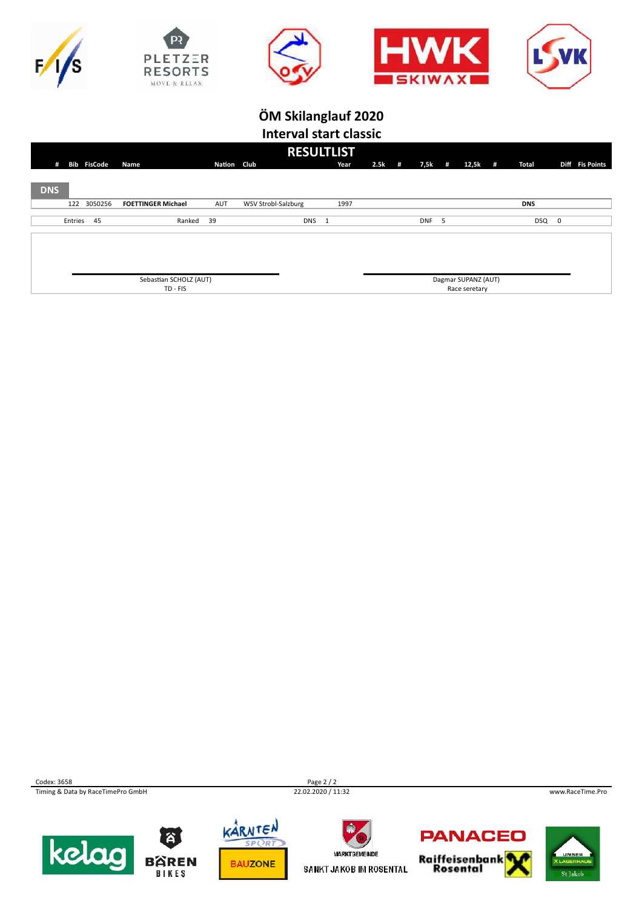# ÖM Skilanglauf 2020

## Interval start classic

## RESULTLIST

| # | Bib | FisCode | Name | Nation | Club | Year | 2.5k | # | 7,5k | # | 12,5k | # | Total | Diff | Fis Points |
|---|---|---|---|---|---|---|---|---|---|---|---|---|---|---|---|
| **DNS** | | | | | | | | | | | | | | | |
| | 122 | 3050256 | **FOETTINGER Michael** | AUT | WSV Strobl-Salzburg | 1997 | | | | | | | **DNS** | | |

Entries 45 | Ranked 39 | DNS 1 | DNF 5 | DSQ 0

Sebastian SCHOLZ (AUT)
TD - FIS

Dagmar SUPANZ (AUT)
Race seretary

Codex: 3658

Timing & Data by RaceTimePro GmbH

22.02.2020 / 11:32

www.RaceTime.Pro